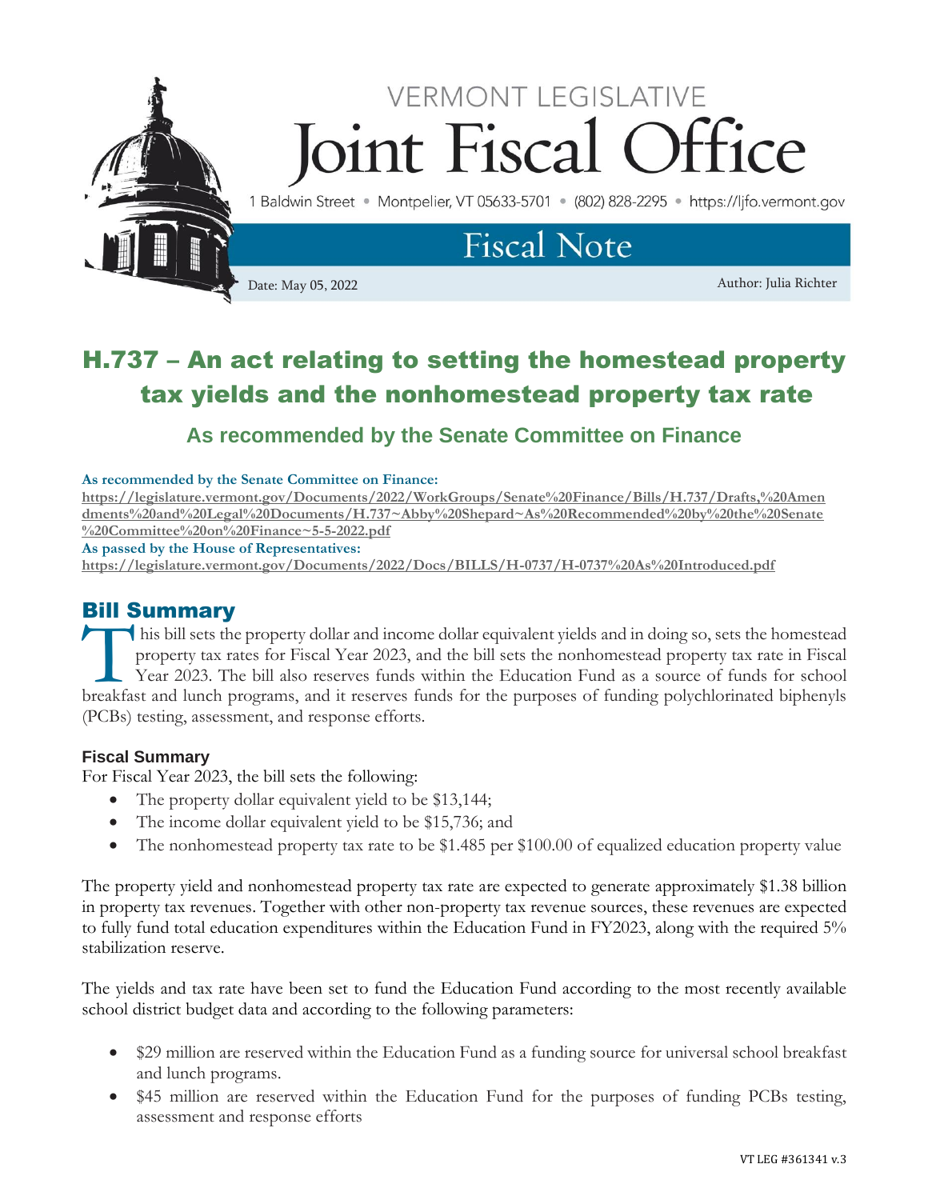VERMONT LEGISLATIVE

# Joint Fiscal Office

1 Baldwin Street • Montpelier, VT 05633-5701 • (802) 828-2295 • https://ljfo.vermont.gov

## Fiscal Note

Date: May 05, 2022

Author: Julia Richter

# H.737 – An act relating to setting the homestead property tax yields and the nonhomestead property tax rate

### As recommended by the Senate Committee on Finance

**As recommended by the Senate Committee on Finance:**
**https://legislature.vermont.gov/Documents/2022/WorkGroups/Senate%20Finance/Bills/H.737/Drafts,%20Amendments%20and%20Legal%20Documents/H.737~Abby%20Shepard~As%20Recommended%20by%20the%20Senate%20Committee%20on%20Finance~5-5-2022.pdf**
**As passed by the House of Representatives:**
**https://legislature.vermont.gov/Documents/2022/Docs/BILLS/H-0737/H-0737%20As%20Introduced.pdf**

## Bill Summary

This bill sets the property dollar and income dollar equivalent yields and in doing so, sets the homestead property tax rates for Fiscal Year 2023, and the bill sets the nonhomestead property tax rate in Fiscal Year 2023. The bill also reserves funds within the Education Fund as a source of funds for school breakfast and lunch programs, and it reserves funds for the purposes of funding polychlorinated biphenyls (PCBs) testing, assessment, and response efforts.

### Fiscal Summary

For Fiscal Year 2023, the bill sets the following:

- The property dollar equivalent yield to be $13,144;
- The income dollar equivalent yield to be $15,736; and
- The nonhomestead property tax rate to be $1.485 per $100.00 of equalized education property value

The property yield and nonhomestead property tax rate are expected to generate approximately $1.38 billion in property tax revenues. Together with other non-property tax revenue sources, these revenues are expected to fully fund total education expenditures within the Education Fund in FY2023, along with the required 5% stabilization reserve.

The yields and tax rate have been set to fund the Education Fund according to the most recently available school district budget data and according to the following parameters:

- $29 million are reserved within the Education Fund as a funding source for universal school breakfast and lunch programs.
- $45 million are reserved within the Education Fund for the purposes of funding PCBs testing, assessment and response efforts

VT LEG #361341 v.3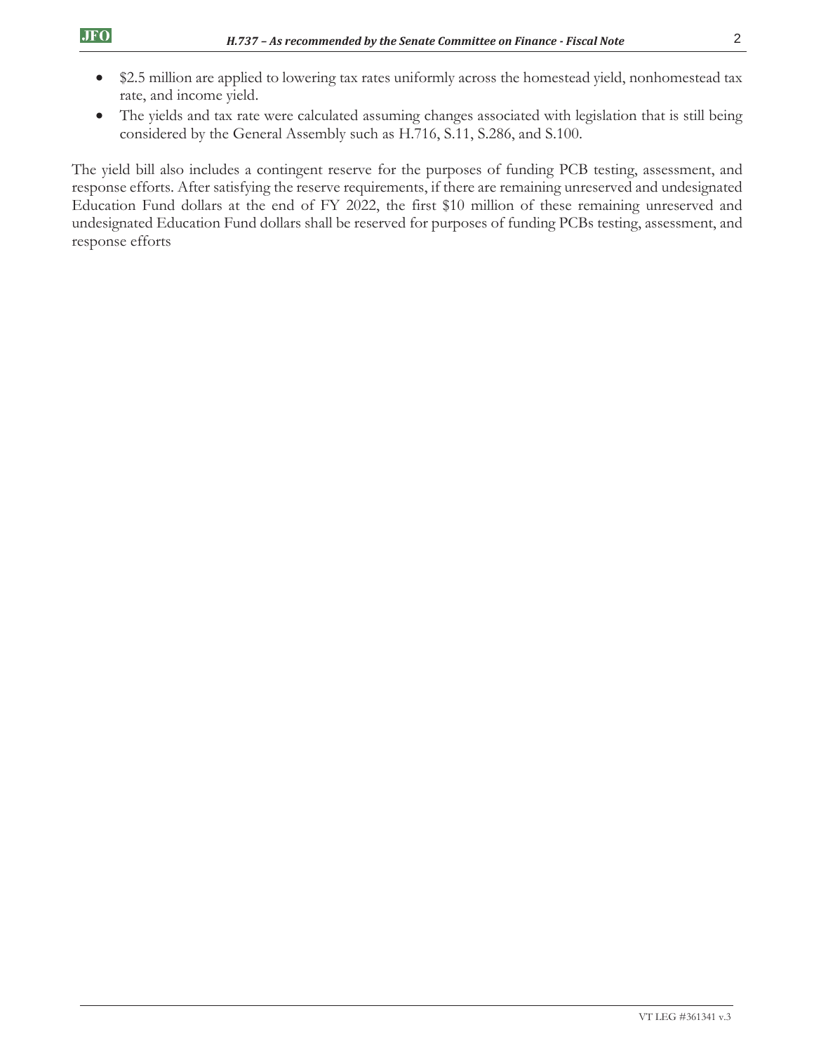- $2.5 million are applied to lowering tax rates uniformly across the homestead yield, nonhomestead tax rate, and income yield.
- The yields and tax rate were calculated assuming changes associated with legislation that is still being considered by the General Assembly such as H.716, S.11, S.286, and S.100.

The yield bill also includes a contingent reserve for the purposes of funding PCB testing, assessment, and response efforts. After satisfying the reserve requirements, if there are remaining unreserved and undesignated Education Fund dollars at the end of FY 2022, the first $10 million of these remaining unreserved and undesignated Education Fund dollars shall be reserved for purposes of funding PCBs testing, assessment, and response efforts

VT LEG #361341 v.3